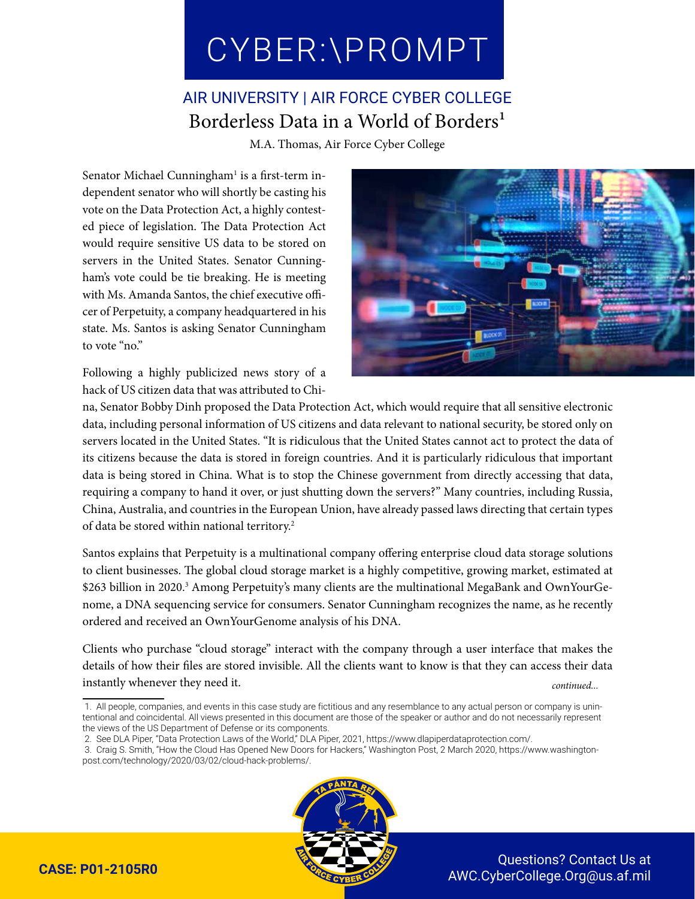# CYBER:\PROMPT

## AIR UNIVERSITY | AIR FORCE CYBER COLLEGE

## Borderless Data in a World of Borders[1]

M.A. Thomas, Air Force Cyber College

Senator Michael Cunningham[1] is a first-term independent senator who will shortly be casting his vote on the Data Protection Act, a highly contested piece of legislation. The Data Protection Act would require sensitive US data to be stored on servers in the United States. Senator Cunningham's vote could be tie breaking. He is meeting with Ms. Amanda Santos, the chief executive officer of Perpetuity, a company headquartered in his state. Ms. Santos is asking Senator Cunningham to vote "no."

Following a highly publicized news story of a hack of US citizen data that was attributed to China, Senator Bobby Dinh proposed the Data Protection Act, which would require that all sensitive electronic data, including personal information of US citizens and data relevant to national security, be stored only on servers located in the United States. "It is ridiculous that the United States cannot act to protect the data of its citizens because the data is stored in foreign countries. And it is particularly ridiculous that important data is being stored in China. What is to stop the Chinese government from directly accessing that data, requiring a company to hand it over, or just shutting down the servers?" Many countries, including Russia, China, Australia, and countries in the European Union, have already passed laws directing that certain types of data be stored within national territory.[2]

Santos explains that Perpetuity is a multinational company offering enterprise cloud data storage solutions to client businesses. The global cloud storage market is a highly competitive, growing market, estimated at $263 billion in 2020.[3] Among Perpetuity's many clients are the multinational MegaBank and OwnYourGenome, a DNA sequencing service for consumers. Senator Cunningham recognizes the name, as he recently ordered and received an OwnYourGenome analysis of his DNA.

Clients who purchase "cloud storage" interact with the company through a user interface that makes the details of how their files are stored invisible. All the clients want to know is that they can access their data instantly whenever they need it.

*continued...*

1. All people, companies, and events in this case study are fictitious and any resemblance to any actual person or company is unintentional and coincidental. All views presented in this document are those of the speaker or author and do not necessarily represent the views of the US Department of Defense or its components.
2. See DLA Piper, "Data Protection Laws of the World," DLA Piper, 2021, https://www.dlapiperdataprotection.com/.
3. Craig S. Smith, "How the Cloud Has Opened New Doors for Hackers," Washington Post, 2 March 2020, https://www.washingtonpost.com/technology/2020/03/02/cloud-hack-problems/.

CASE: P01-2105R0

Questions? Contact Us at AWC.CyberCollege.Org@us.af.mil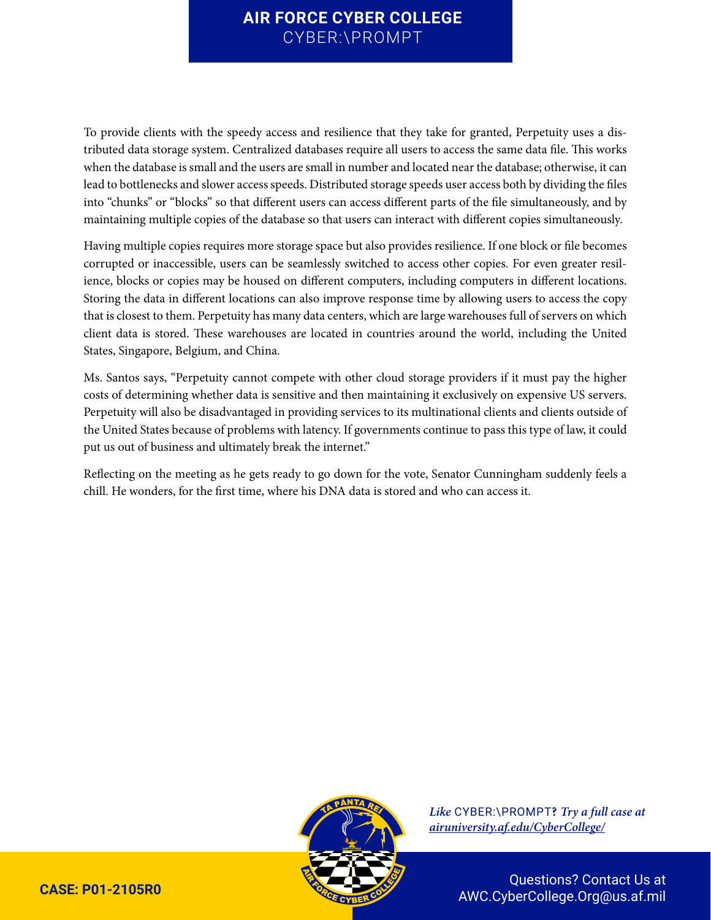To provide clients with the speedy access and resilience that they take for granted, Perpetuity uses a distributed data storage system. Centralized databases require all users to access the same data file. This works when the database is small and the users are small in number and located near the database; otherwise, it can lead to bottlenecks and slower access speeds. Distributed storage speeds user access both by dividing the files into "chunks" or "blocks" so that different users can access different parts of the file simultaneously, and by maintaining multiple copies of the database so that users can interact with different copies simultaneously.

Having multiple copies requires more storage space but also provides resilience. If one block or file becomes corrupted or inaccessible, users can be seamlessly switched to access other copies. For even greater resilience, blocks or copies may be housed on different computers, including computers in different locations. Storing the data in different locations can also improve response time by allowing users to access the copy that is closest to them. Perpetuity has many data centers, which are large warehouses full of servers on which client data is stored. These warehouses are located in countries around the world, including the United States, Singapore, Belgium, and China.

Ms. Santos says, "Perpetuity cannot compete with other cloud storage providers if it must pay the higher costs of determining whether data is sensitive and then maintaining it exclusively on expensive US servers. Perpetuity will also be disadvantaged in providing services to its multinational clients and clients outside of the United States because of problems with latency. If governments continue to pass this type of law, it could put us out of business and ultimately break the internet."

Reflecting on the meeting as he gets ready to go down for the vote, Senator Cunningham suddenly feels a chill. He wonders, for the first time, where his DNA data is stored and who can access it.

*Like* CYBER:\PROMPT**?** ***Try a full case at*** ***airuniversity.af.edu/CyberCollege/***

**CASE: P01-2105R0**

Questions? Contact Us at AWC.CyberCollege.Org@us.af.mil